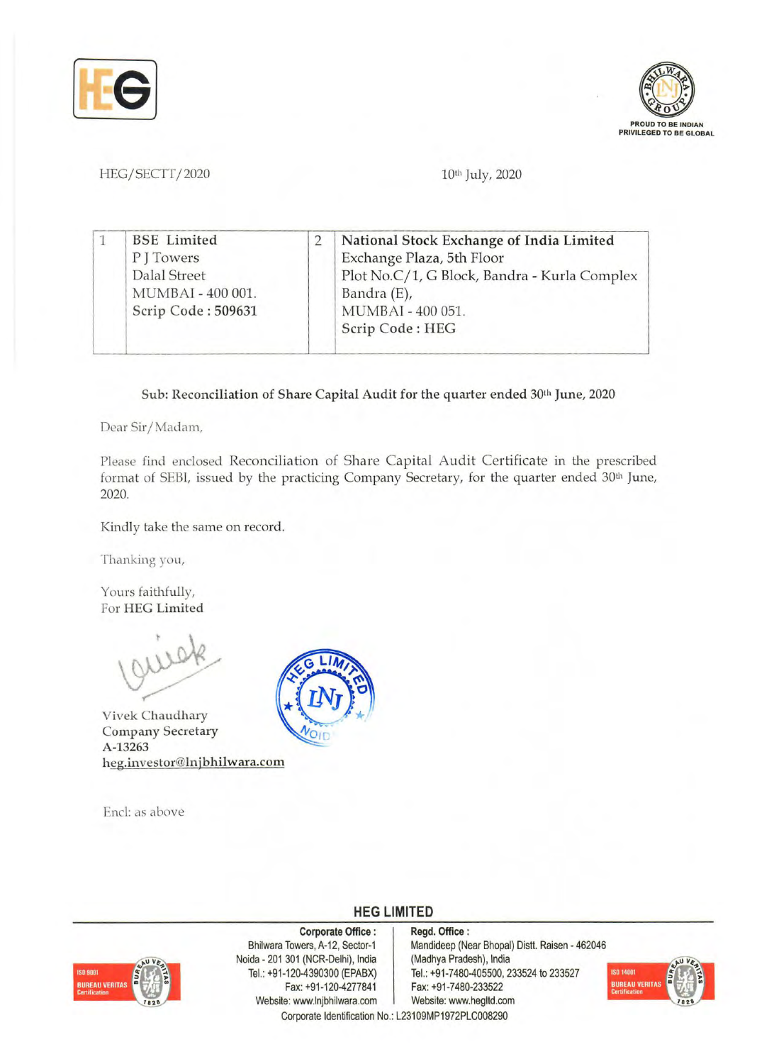PROUD TO BE INDIAN
PRIVILEGED TO BE GLOBAL

HEG/SECTT/2020 10th July, 2020

| | | | |
|---|---|---|---|
| 1 | **BSE Limited**<br>P J Towers<br>Dalal Street<br>MUMBAI - 400 001.<br>**Scrip Code : 509631** | 2 | **National Stock Exchange of India Limited**<br>Exchange Plaza, 5th Floor<br>Plot No.C/1, G Block, Bandra - Kurla Complex<br>Bandra (E),<br>MUMBAI - 400 051.<br>**Scrip Code : HEG** |

**Sub: Reconciliation of Share Capital Audit for the quarter ended 30th June, 2020**

Dear Sir/Madam,

Please find enclosed Reconciliation of Share Capital Audit Certificate in the prescribed format of SEBI, issued by the practicing Company Secretary, for the quarter ended 30th June, 2020.

Kindly take the same on record.

Thanking you,

Yours faithfully,
For **HEG Limited**

Vivek Chaudhary
Company Secretary
A-13263
heg.investor@lnjbhilwara.com

Encl: as above

**HEG LIMITED**

**Corporate Office :**
Bhilwara Towers, A-12, Sector-1
Noida - 201 301 (NCR-Delhi), India
Tel.: +91-120-4390300 (EPABX)
Fax: +91-120-4277841
Website: www.lnjbhilwara.com

**Regd. Office :**
Mandideep (Near Bhopal) Distt. Raisen - 462046
(Madhya Pradesh), India
Tel.: +91-7480-405500, 233524 to 233527
Fax: +91-7480-233522
Website: www.hegltd.com

Corporate Identification No.: L23109MP1972PLC008290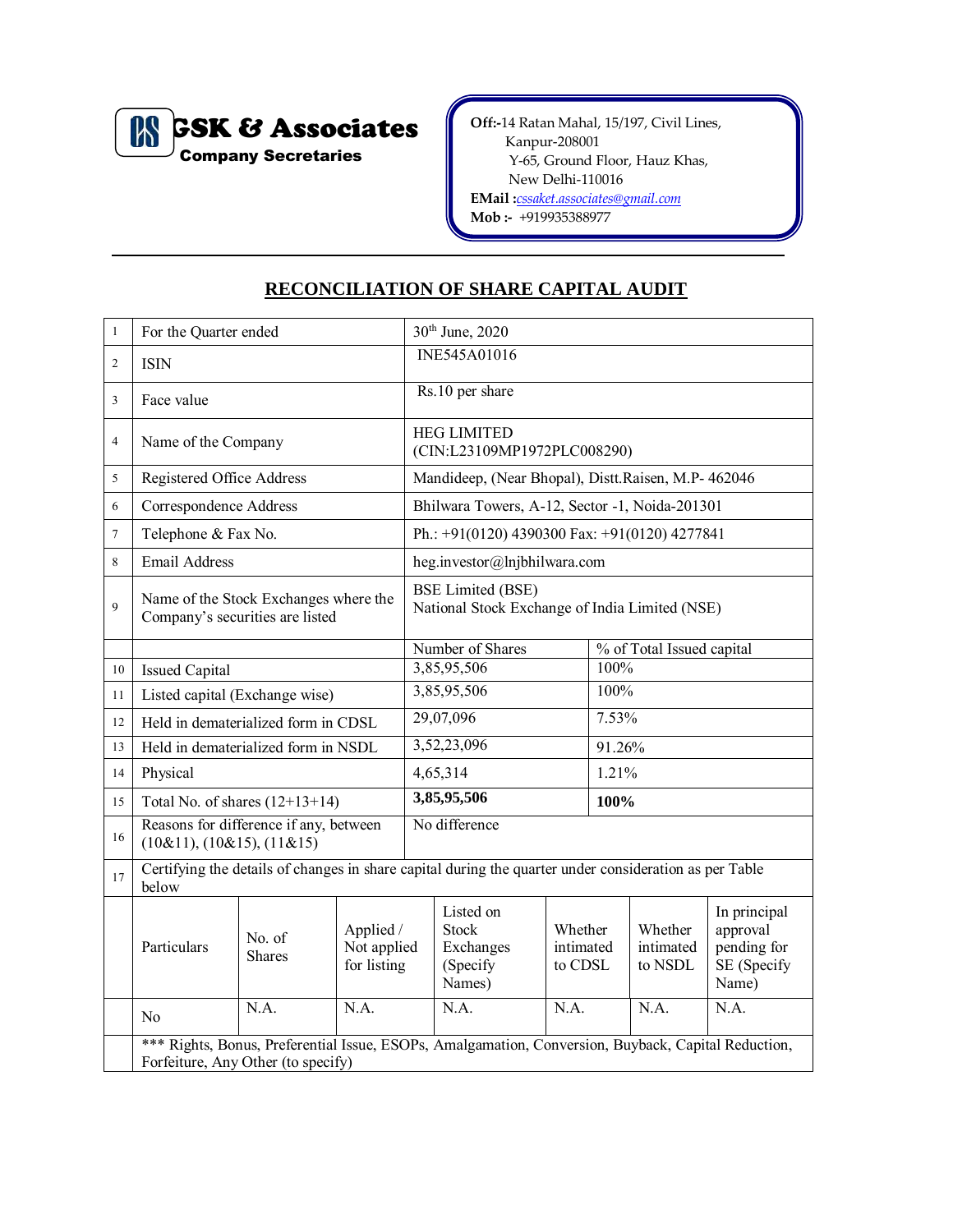**GSK & Associates**
**Company Secretaries**

**Off:-**14 Ratan Mahal, 15/197, Civil Lines, Kanpur-208001
Y-65, Ground Floor, Hauz Khas, New Delhi-110016
**EMail :**cssaket.associates@gmail.com
**Mob :-** +919935388977

---

## RECONCILIATION OF SHARE CAPITAL AUDIT

| | | | |
|---|---|---|---|
| 1 | For the Quarter ended | 30th June, 2020 | |
| 2 | ISIN | INE545A01016 | |
| 3 | Face value | Rs.10 per share | |
| 4 | Name of the Company | HEG LIMITED (CIN:L23109MP1972PLC008290) | |
| 5 | Registered Office Address | Mandideep, (Near Bhopal), Distt.Raisen, M.P- 462046 | |
| 6 | Correspondence Address | Bhilwara Towers, A-12, Sector -1, Noida-201301 | |
| 7 | Telephone & Fax No. | Ph.: +91(0120) 4390300 Fax: +91(0120) 4277841 | |
| 8 | Email Address | heg.investor@lnjbhilwara.com | |
| 9 | Name of the Stock Exchanges where the Company's securities are listed | BSE Limited (BSE)<br>National Stock Exchange of India Limited (NSE) | |
| | | Number of Shares | % of Total Issued capital |
| 10 | Issued Capital | 3,85,95,506 | 100% |
| 11 | Listed capital (Exchange wise) | 3,85,95,506 | 100% |
| 12 | Held in dematerialized form in CDSL | 29,07,096 | 7.53% |
| 13 | Held in dematerialized form in NSDL | 3,52,23,096 | 91.26% |
| 14 | Physical | 4,65,314 | 1.21% |
| 15 | Total No. of shares (12+13+14) | **3,85,95,506** | **100%** |
| 16 | Reasons for difference if any, between (10&11), (10&15), (11&15) | No difference | |
| 17 | Certifying the details of changes in share capital during the quarter under consideration as per Table below | | |

| Particulars | No. of Shares | Applied / Not applied for listing | Listed on Stock Exchanges (Specify Names) | Whether intimated to CDSL | Whether intimated to NSDL | In principal approval pending for SE (Specify Name) |
|---|---|---|---|---|---|---|
| No | N.A. | N.A. | N.A. | N.A. | N.A. | N.A. |

*** Rights, Bonus, Preferential Issue, ESOPs, Amalgamation, Conversion, Buyback, Capital Reduction, Forfeiture, Any Other (to specify)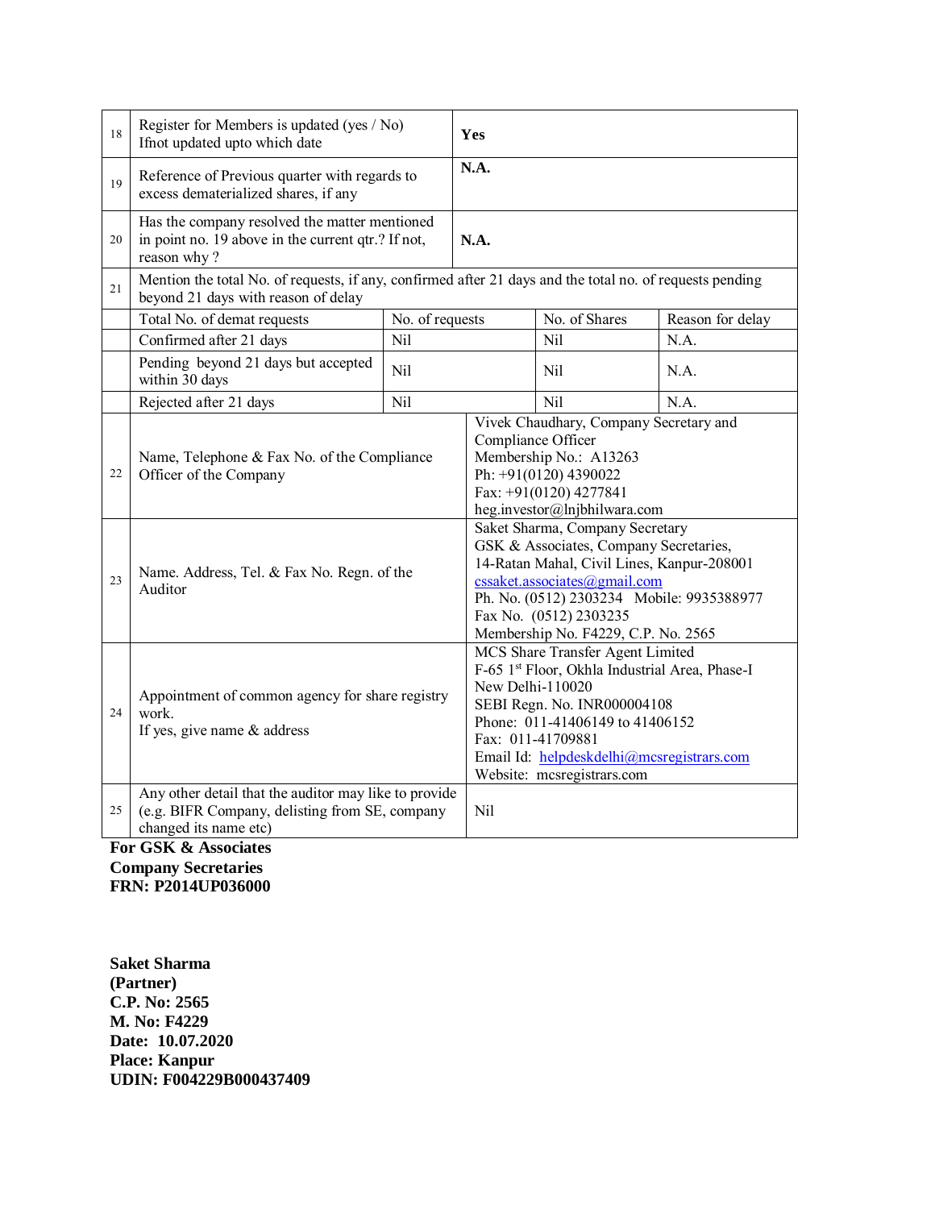| | | | | | |
|---|---|---|---|---|---|
| 18 | Register for Members is updated (yes / No)<br>Ifnot updated upto which date | **Yes** | | | |
| 19 | Reference of Previous quarter with regards to excess dematerialized shares, if any | **N.A.** | | | |
| 20 | Has the company resolved the matter mentioned in point no. 19 above in the current qtr.? If not, reason why ? | **N.A.** | | | |
| 21 | Mention the total No. of requests, if any, confirmed after 21 days and the total no. of requests pending beyond 21 days with reason of delay | | | | |
| | Total No. of demat requests | No. of requests | No. of Shares | Reason for delay | |
| | Confirmed after 21 days | Nil | Nil | N.A. | |
| | Pending beyond 21 days but accepted within 30 days | Nil | Nil | N.A. | |
| | Rejected after 21 days | Nil | Nil | N.A. | |
| 22 | Name, Telephone & Fax No. of the Compliance Officer of the Company | Vivek Chaudhary, Company Secretary and Compliance Officer<br>Membership No.: A13263<br>Ph: +91(0120) 4390022<br>Fax: +91(0120) 4277841<br>heg.investor@lnjbhilwara.com | | | |
| 23 | Name. Address, Tel. & Fax No. Regn. of the Auditor | Saket Sharma, Company Secretary<br>GSK & Associates, Company Secretaries,<br>14-Ratan Mahal, Civil Lines, Kanpur-208001<br>cssaket.associates@gmail.com<br>Ph. No. (0512) 2303234 Mobile: 9935388977<br>Fax No. (0512) 2303235<br>Membership No. F4229, C.P. No. 2565 | | | |
| 24 | Appointment of common agency for share registry work.<br>If yes, give name & address | MCS Share Transfer Agent Limited<br>F-65 1st Floor, Okhla Industrial Area, Phase-I<br>New Delhi-110020<br>SEBI Regn. No. INR000004108<br>Phone: 011-41406149 to 41406152<br>Fax: 011-41709881<br>Email Id: helpdeskdelhi@mcsregistrars.com<br>Website: mcsregistrars.com | | | |
| 25 | Any other detail that the auditor may like to provide (e.g. BIFR Company, delisting from SE, company changed its name etc) | Nil | | | |

**For GSK & Associates**
**Company Secretaries**
**FRN: P2014UP036000**

**Saket Sharma**
**(Partner)**
**C.P. No: 2565**
**M. No: F4229**
**Date: 10.07.2020**
**Place: Kanpur**
**UDIN: F004229B000437409**